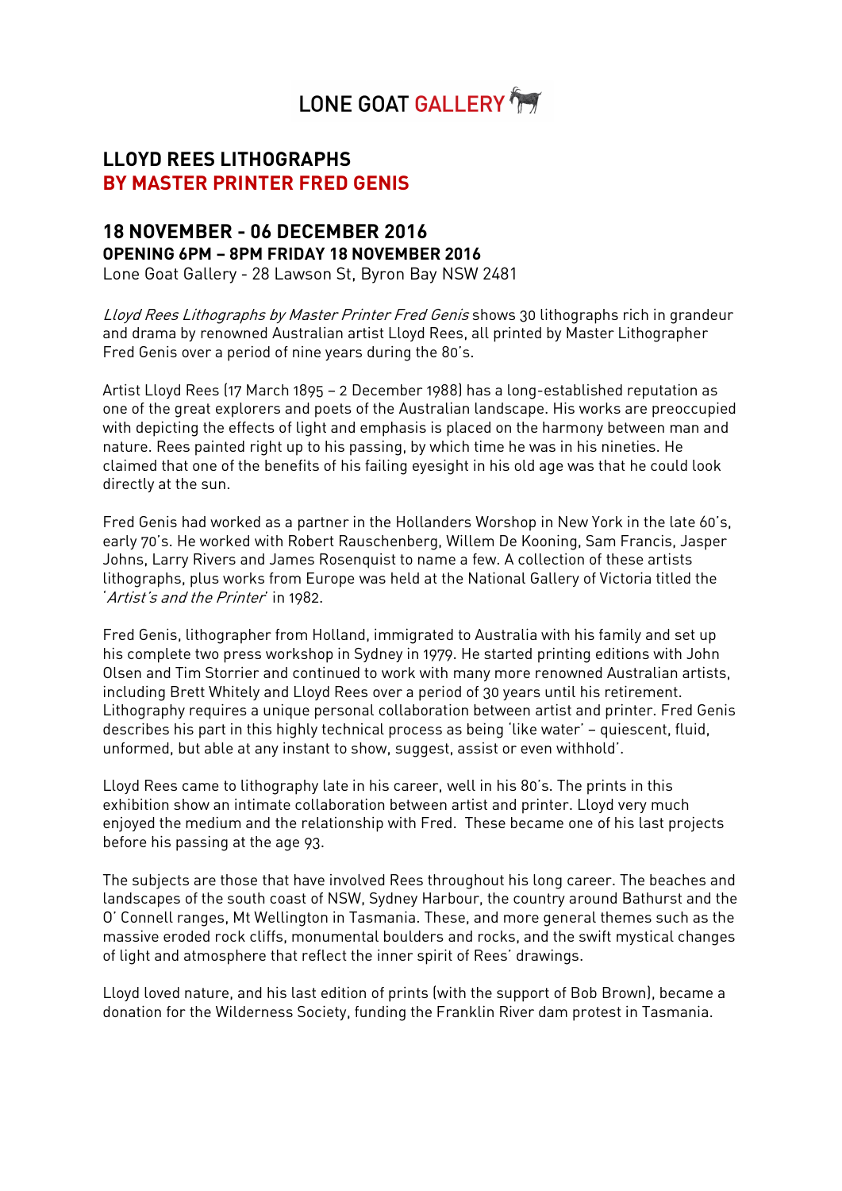LONE GOAT GALLERY

# LLOYD REES LITHOGRAPHS
# BY MASTER PRINTER FRED GENIS

## 18 NOVEMBER - 06 DECEMBER 2016
**OPENING 6PM – 8PM FRIDAY 18 NOVEMBER 2016**

Lone Goat Gallery - 28 Lawson St, Byron Bay NSW 2481

*Lloyd Rees Lithographs by Master Printer Fred Genis* shows 30 lithographs rich in grandeur and drama by renowned Australian artist Lloyd Rees, all printed by Master Lithographer Fred Genis over a period of nine years during the 80's.

Artist Lloyd Rees (17 March 1895 – 2 December 1988) has a long-established reputation as one of the great explorers and poets of the Australian landscape. His works are preoccupied with depicting the effects of light and emphasis is placed on the harmony between man and nature. Rees painted right up to his passing, by which time he was in his nineties. He claimed that one of the benefits of his failing eyesight in his old age was that he could look directly at the sun.

Fred Genis had worked as a partner in the Hollanders Worshop in New York in the late 60's, early 70's. He worked with Robert Rauschenberg, Willem De Kooning, Sam Francis, Jasper Johns, Larry Rivers and James Rosenquist to name a few. A collection of these artists lithographs, plus works from Europe was held at the National Gallery of Victoria titled the '*Artist's and the Printer*' in 1982.

Fred Genis, lithographer from Holland, immigrated to Australia with his family and set up his complete two press workshop in Sydney in 1979. He started printing editions with John Olsen and Tim Storrier and continued to work with many more renowned Australian artists, including Brett Whitely and Lloyd Rees over a period of 30 years until his retirement. Lithography requires a unique personal collaboration between artist and printer. Fred Genis describes his part in this highly technical process as being 'like water' – quiescent, fluid, unformed, but able at any instant to show, suggest, assist or even withhold'.

Lloyd Rees came to lithography late in his career, well in his 80's. The prints in this exhibition show an intimate collaboration between artist and printer. Lloyd very much enjoyed the medium and the relationship with Fred. These became one of his last projects before his passing at the age 93.

The subjects are those that have involved Rees throughout his long career. The beaches and landscapes of the south coast of NSW, Sydney Harbour, the country around Bathurst and the O' Connell ranges, Mt Wellington in Tasmania. These, and more general themes such as the massive eroded rock cliffs, monumental boulders and rocks, and the swift mystical changes of light and atmosphere that reflect the inner spirit of Rees' drawings.

Lloyd loved nature, and his last edition of prints (with the support of Bob Brown), became a donation for the Wilderness Society, funding the Franklin River dam protest in Tasmania.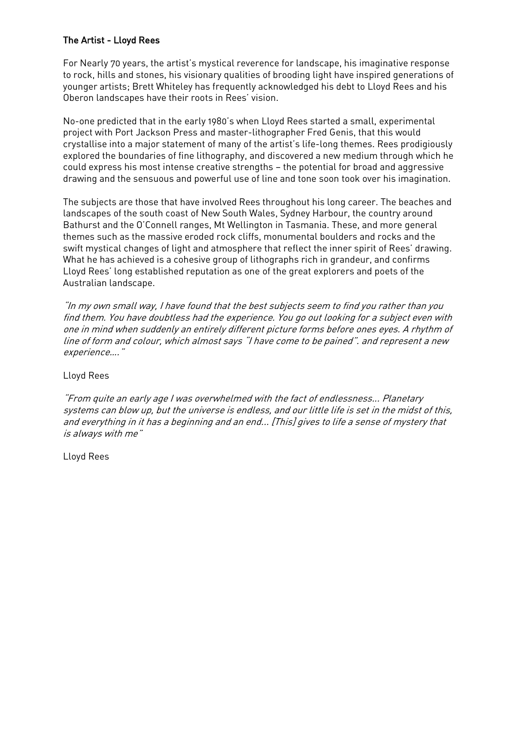**The Artist - Lloyd Rees**

For Nearly 70 years, the artist's mystical reverence for landscape, his imaginative response to rock, hills and stones, his visionary qualities of brooding light have inspired generations of younger artists; Brett Whiteley has frequently acknowledged his debt to Lloyd Rees and his Oberon landscapes have their roots in Rees' vision.

No-one predicted that in the early 1980's when Lloyd Rees started a small, experimental project with Port Jackson Press and master-lithographer Fred Genis, that this would crystallise into a major statement of many of the artist's life-long themes. Rees prodigiously explored the boundaries of fine lithography, and discovered a new medium through which he could express his most intense creative strengths – the potential for broad and aggressive drawing and the sensuous and powerful use of line and tone soon took over his imagination.

The subjects are those that have involved Rees throughout his long career. The beaches and landscapes of the south coast of New South Wales, Sydney Harbour, the country around Bathurst and the O'Connell ranges, Mt Wellington in Tasmania. These, and more general themes such as the massive eroded rock cliffs, monumental boulders and rocks and the swift mystical changes of light and atmosphere that reflect the inner spirit of Rees' drawing. What he has achieved is a cohesive group of lithographs rich in grandeur, and confirms Lloyd Rees' long established reputation as one of the great explorers and poets of the Australian landscape.

*"In my own small way, I have found that the best subjects seem to find you rather than you find them. You have doubtless had the experience. You go out looking for a subject even with one in mind when suddenly an entirely different picture forms before ones eyes. A rhythm of line of form and colour, which almost says "I have come to be pained". and represent a new experience...."*

Lloyd Rees

*"From quite an early age I was overwhelmed with the fact of endlessness... Planetary systems can blow up, but the universe is endless, and our little life is set in the midst of this, and everything in it has a beginning and an end... [This] gives to life a sense of mystery that is always with me"*

Lloyd Rees